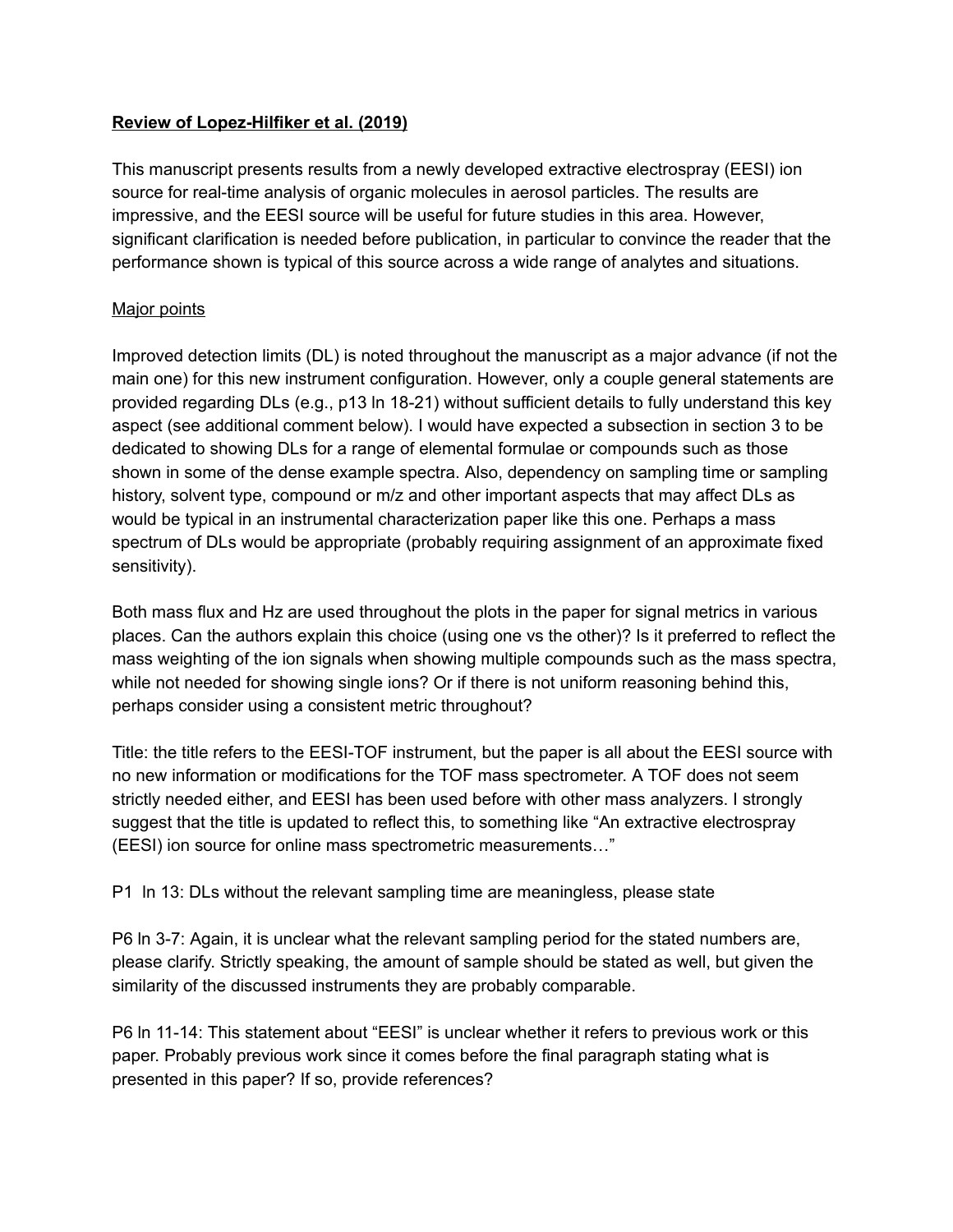**<u>Review of Lopez-Hilfiker et al. (2019)</u>**

This manuscript presents results from a newly developed extractive electrospray (EESI) ion source for real-time analysis of organic molecules in aerosol particles. The results are impressive, and the EESI source will be useful for future studies in this area. However, significant clarification is needed before publication, in particular to convince the reader that the performance shown is typical of this source across a wide range of analytes and situations.

<u>Major points</u>

Improved detection limits (DL) is noted throughout the manuscript as a major advance (if not the main one) for this new instrument configuration. However, only a couple general statements are provided regarding DLs (e.g., p13 ln 18-21) without sufficient details to fully understand this key aspect (see additional comment below). I would have expected a subsection in section 3 to be dedicated to showing DLs for a range of elemental formulae or compounds such as those shown in some of the dense example spectra. Also, dependency on sampling time or sampling history, solvent type, compound or m/z and other important aspects that may affect DLs as would be typical in an instrumental characterization paper like this one. Perhaps a mass spectrum of DLs would be appropriate (probably requiring assignment of an approximate fixed sensitivity).

Both mass flux and Hz are used throughout the plots in the paper for signal metrics in various places. Can the authors explain this choice (using one vs the other)? Is it preferred to reflect the mass weighting of the ion signals when showing multiple compounds such as the mass spectra, while not needed for showing single ions? Or if there is not uniform reasoning behind this, perhaps consider using a consistent metric throughout?

Title: the title refers to the EESI-TOF instrument, but the paper is all about the EESI source with no new information or modifications for the TOF mass spectrometer. A TOF does not seem strictly needed either, and EESI has been used before with other mass analyzers. I strongly suggest that the title is updated to reflect this, to something like "An extractive electrospray (EESI) ion source for online mass spectrometric measurements…"

P1 ln 13: DLs without the relevant sampling time are meaningless, please state

P6 ln 3-7: Again, it is unclear what the relevant sampling period for the stated numbers are, please clarify. Strictly speaking, the amount of sample should be stated as well, but given the similarity of the discussed instruments they are probably comparable.

P6 ln 11-14: This statement about "EESI" is unclear whether it refers to previous work or this paper. Probably previous work since it comes before the final paragraph stating what is presented in this paper? If so, provide references?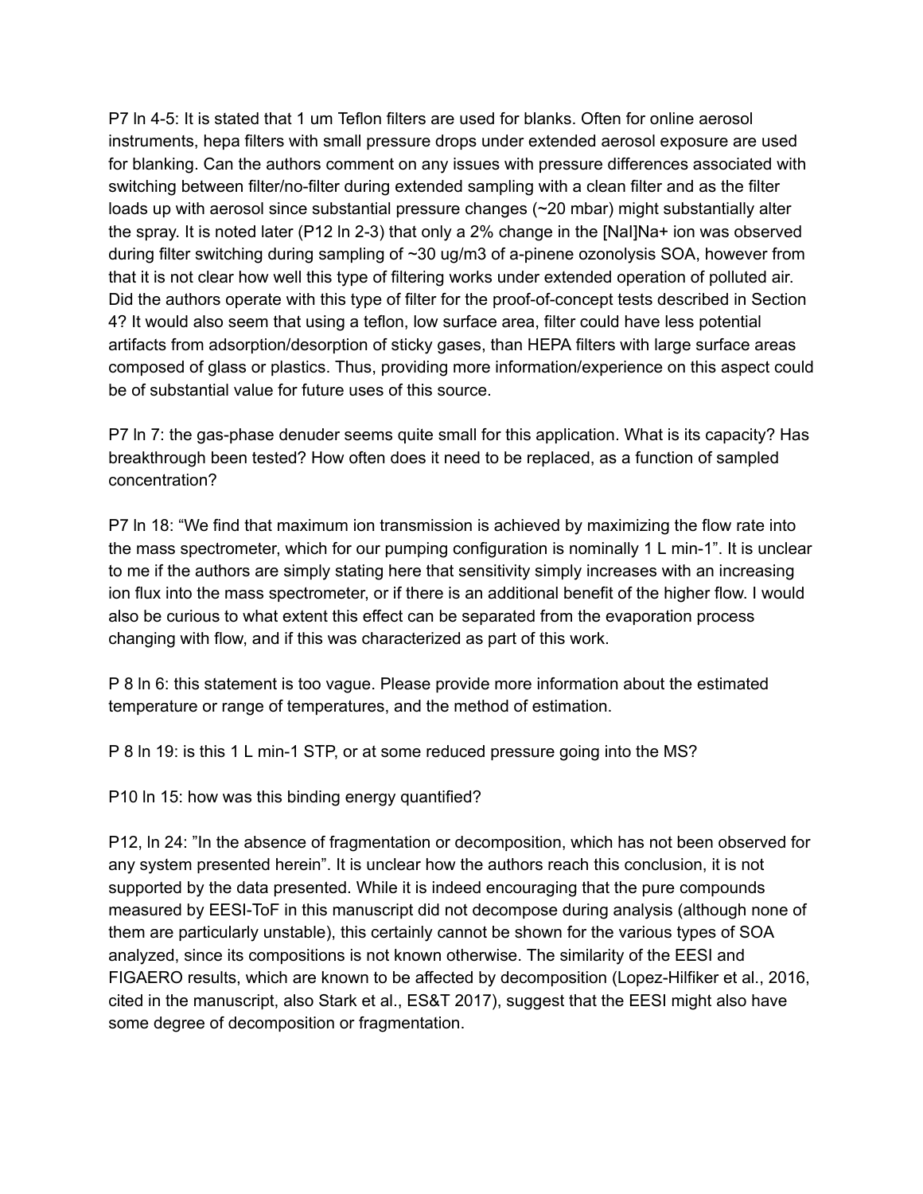P7 ln 4-5: It is stated that 1 um Teflon filters are used for blanks. Often for online aerosol instruments, hepa filters with small pressure drops under extended aerosol exposure are used for blanking. Can the authors comment on any issues with pressure differences associated with switching between filter/no-filter during extended sampling with a clean filter and as the filter loads up with aerosol since substantial pressure changes (~20 mbar) might substantially alter the spray. It is noted later (P12 ln 2-3) that only a 2% change in the [NaI]Na+ ion was observed during filter switching during sampling of ~30 ug/m3 of a-pinene ozonolysis SOA, however from that it is not clear how well this type of filtering works under extended operation of polluted air. Did the authors operate with this type of filter for the proof-of-concept tests described in Section 4? It would also seem that using a teflon, low surface area, filter could have less potential artifacts from adsorption/desorption of sticky gases, than HEPA filters with large surface areas composed of glass or plastics. Thus, providing more information/experience on this aspect could be of substantial value for future uses of this source.

P7 ln 7: the gas-phase denuder seems quite small for this application. What is its capacity? Has breakthrough been tested? How often does it need to be replaced, as a function of sampled concentration?

P7 ln 18: "We find that maximum ion transmission is achieved by maximizing the flow rate into the mass spectrometer, which for our pumping configuration is nominally 1 L min-1". It is unclear to me if the authors are simply stating here that sensitivity simply increases with an increasing ion flux into the mass spectrometer, or if there is an additional benefit of the higher flow. I would also be curious to what extent this effect can be separated from the evaporation process changing with flow, and if this was characterized as part of this work.

P 8 ln 6: this statement is too vague. Please provide more information about the estimated temperature or range of temperatures, and the method of estimation.

P 8 ln 19: is this 1 L min-1 STP, or at some reduced pressure going into the MS?

P10 ln 15: how was this binding energy quantified?

P12, ln 24: "In the absence of fragmentation or decomposition, which has not been observed for any system presented herein". It is unclear how the authors reach this conclusion, it is not supported by the data presented. While it is indeed encouraging that the pure compounds measured by EESI-ToF in this manuscript did not decompose during analysis (although none of them are particularly unstable), this certainly cannot be shown for the various types of SOA analyzed, since its compositions is not known otherwise. The similarity of the EESI and FIGAERO results, which are known to be affected by decomposition (Lopez-Hilfiker et al., 2016, cited in the manuscript, also Stark et al., ES&T 2017), suggest that the EESI might also have some degree of decomposition or fragmentation.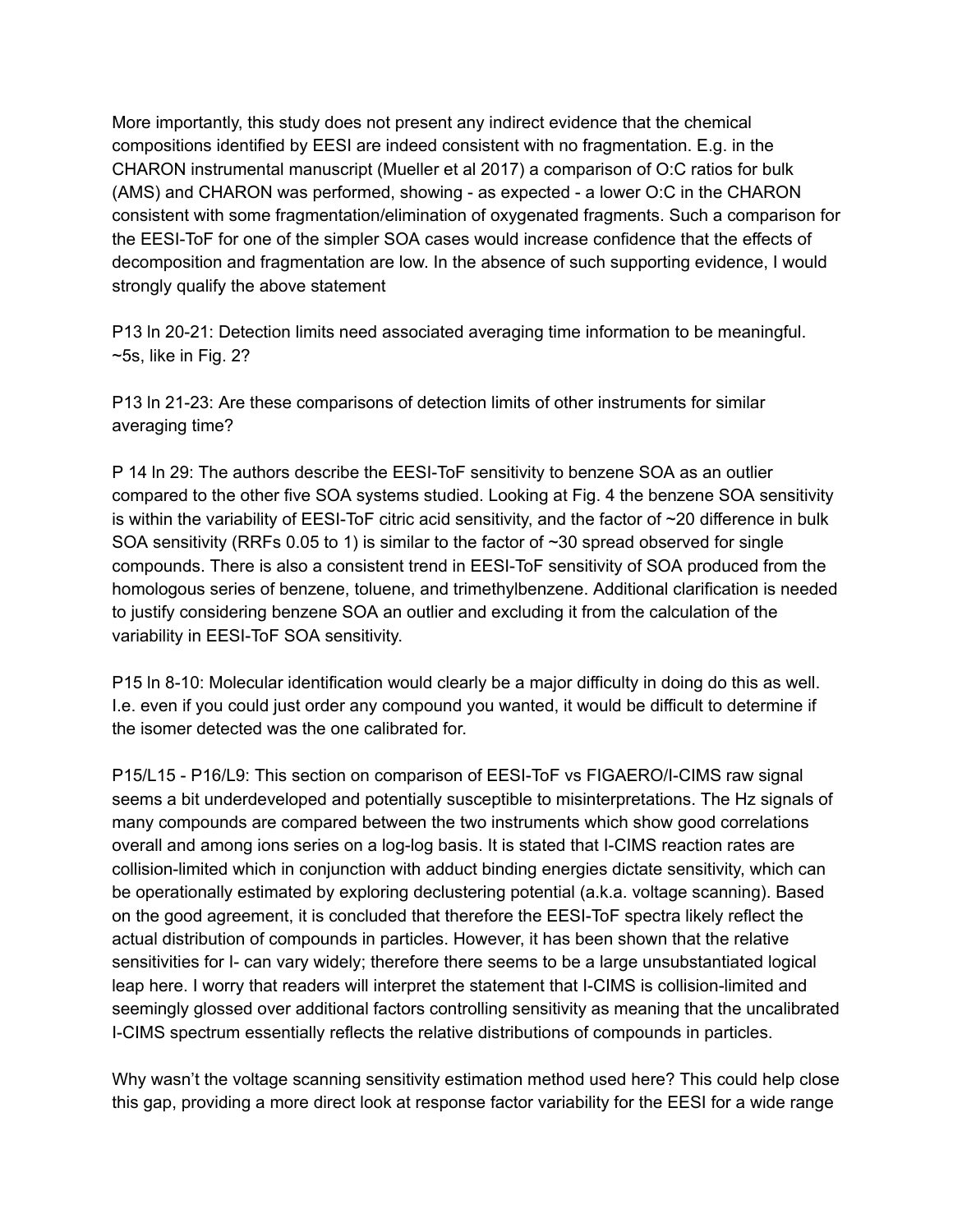More importantly, this study does not present any indirect evidence that the chemical compositions identified by EESI are indeed consistent with no fragmentation. E.g. in the CHARON instrumental manuscript (Mueller et al 2017) a comparison of O:C ratios for bulk (AMS) and CHARON was performed, showing - as expected - a lower O:C in the CHARON consistent with some fragmentation/elimination of oxygenated fragments. Such a comparison for the EESI-ToF for one of the simpler SOA cases would increase confidence that the effects of decomposition and fragmentation are low. In the absence of such supporting evidence, I would strongly qualify the above statement

P13 ln 20-21: Detection limits need associated averaging time information to be meaningful. ~5s, like in Fig. 2?

P13 ln 21-23: Are these comparisons of detection limits of other instruments for similar averaging time?

P 14 ln 29: The authors describe the EESI-ToF sensitivity to benzene SOA as an outlier compared to the other five SOA systems studied. Looking at Fig. 4 the benzene SOA sensitivity is within the variability of EESI-ToF citric acid sensitivity, and the factor of ~20 difference in bulk SOA sensitivity (RRFs 0.05 to 1) is similar to the factor of ~30 spread observed for single compounds. There is also a consistent trend in EESI-ToF sensitivity of SOA produced from the homologous series of benzene, toluene, and trimethylbenzene. Additional clarification is needed to justify considering benzene SOA an outlier and excluding it from the calculation of the variability in EESI-ToF SOA sensitivity.

P15 ln 8-10: Molecular identification would clearly be a major difficulty in doing do this as well. I.e. even if you could just order any compound you wanted, it would be difficult to determine if the isomer detected was the one calibrated for.

P15/L15 - P16/L9: This section on comparison of EESI-ToF vs FIGAERO/I-CIMS raw signal seems a bit underdeveloped and potentially susceptible to misinterpretations. The Hz signals of many compounds are compared between the two instruments which show good correlations overall and among ions series on a log-log basis. It is stated that I-CIMS reaction rates are collision-limited which in conjunction with adduct binding energies dictate sensitivity, which can be operationally estimated by exploring declustering potential (a.k.a. voltage scanning). Based on the good agreement, it is concluded that therefore the EESI-ToF spectra likely reflect the actual distribution of compounds in particles. However, it has been shown that the relative sensitivities for I- can vary widely; therefore there seems to be a large unsubstantiated logical leap here. I worry that readers will interpret the statement that I-CIMS is collision-limited and seemingly glossed over additional factors controlling sensitivity as meaning that the uncalibrated I-CIMS spectrum essentially reflects the relative distributions of compounds in particles.

Why wasn't the voltage scanning sensitivity estimation method used here? This could help close this gap, providing a more direct look at response factor variability for the EESI for a wide range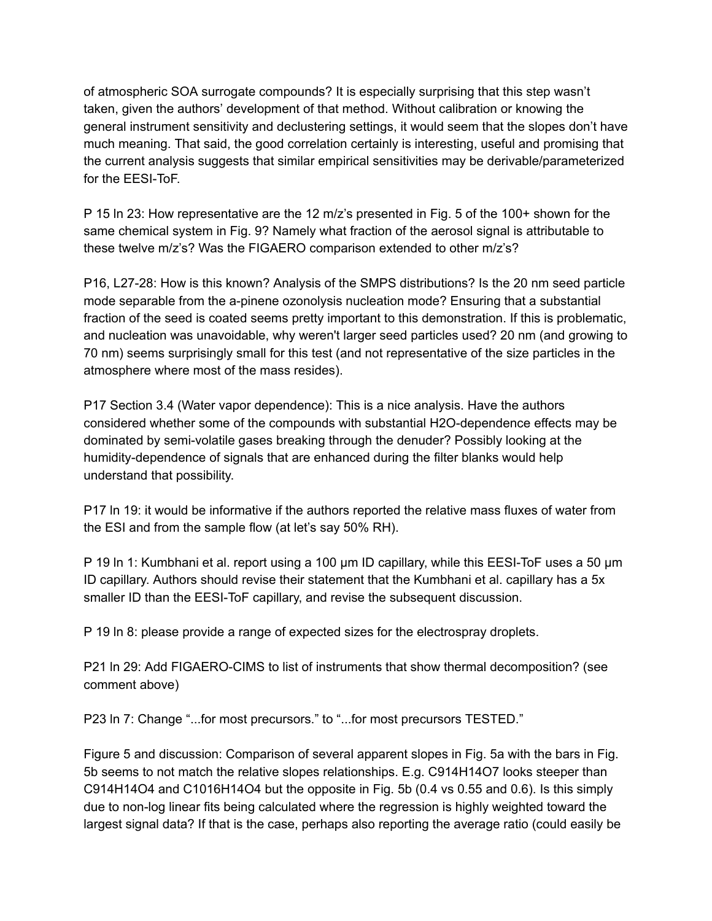of atmospheric SOA surrogate compounds? It is especially surprising that this step wasn't taken, given the authors' development of that method. Without calibration or knowing the general instrument sensitivity and declustering settings, it would seem that the slopes don't have much meaning. That said, the good correlation certainly is interesting, useful and promising that the current analysis suggests that similar empirical sensitivities may be derivable/parameterized for the EESI-ToF.

P 15 ln 23: How representative are the 12 m/z's presented in Fig. 5 of the 100+ shown for the same chemical system in Fig. 9? Namely what fraction of the aerosol signal is attributable to these twelve m/z's? Was the FIGAERO comparison extended to other m/z's?

P16, L27-28: How is this known? Analysis of the SMPS distributions? Is the 20 nm seed particle mode separable from the a-pinene ozonolysis nucleation mode? Ensuring that a substantial fraction of the seed is coated seems pretty important to this demonstration. If this is problematic, and nucleation was unavoidable, why weren't larger seed particles used? 20 nm (and growing to 70 nm) seems surprisingly small for this test (and not representative of the size particles in the atmosphere where most of the mass resides).

P17 Section 3.4 (Water vapor dependence): This is a nice analysis. Have the authors considered whether some of the compounds with substantial $H_2O$-dependence effects may be dominated by semi-volatile gases breaking through the denuder? Possibly looking at the humidity-dependence of signals that are enhanced during the filter blanks would help understand that possibility.

P17 ln 19: it would be informative if the authors reported the relative mass fluxes of water from the ESI and from the sample flow (at let's say 50% RH).

P 19 ln 1: Kumbhani et al. report using a 100 µm ID capillary, while this EESI-ToF uses a 50 µm ID capillary. Authors should revise their statement that the Kumbhani et al. capillary has a 5x smaller ID than the EESI-ToF capillary, and revise the subsequent discussion.

P 19 ln 8: please provide a range of expected sizes for the electrospray droplets.

P21 ln 29: Add FIGAERO-CIMS to list of instruments that show thermal decomposition? (see comment above)

P23 ln 7: Change "...for most precursors." to "...for most precursors TESTED."

Figure 5 and discussion: Comparison of several apparent slopes in Fig. 5a with the bars in Fig. 5b seems to not match the relative slopes relationships. E.g. C914H14O7 looks steeper than C914H14O4 and C1016H14O4 but the opposite in Fig. 5b (0.4 vs 0.55 and 0.6). Is this simply due to non-log linear fits being calculated where the regression is highly weighted toward the largest signal data? If that is the case, perhaps also reporting the average ratio (could easily be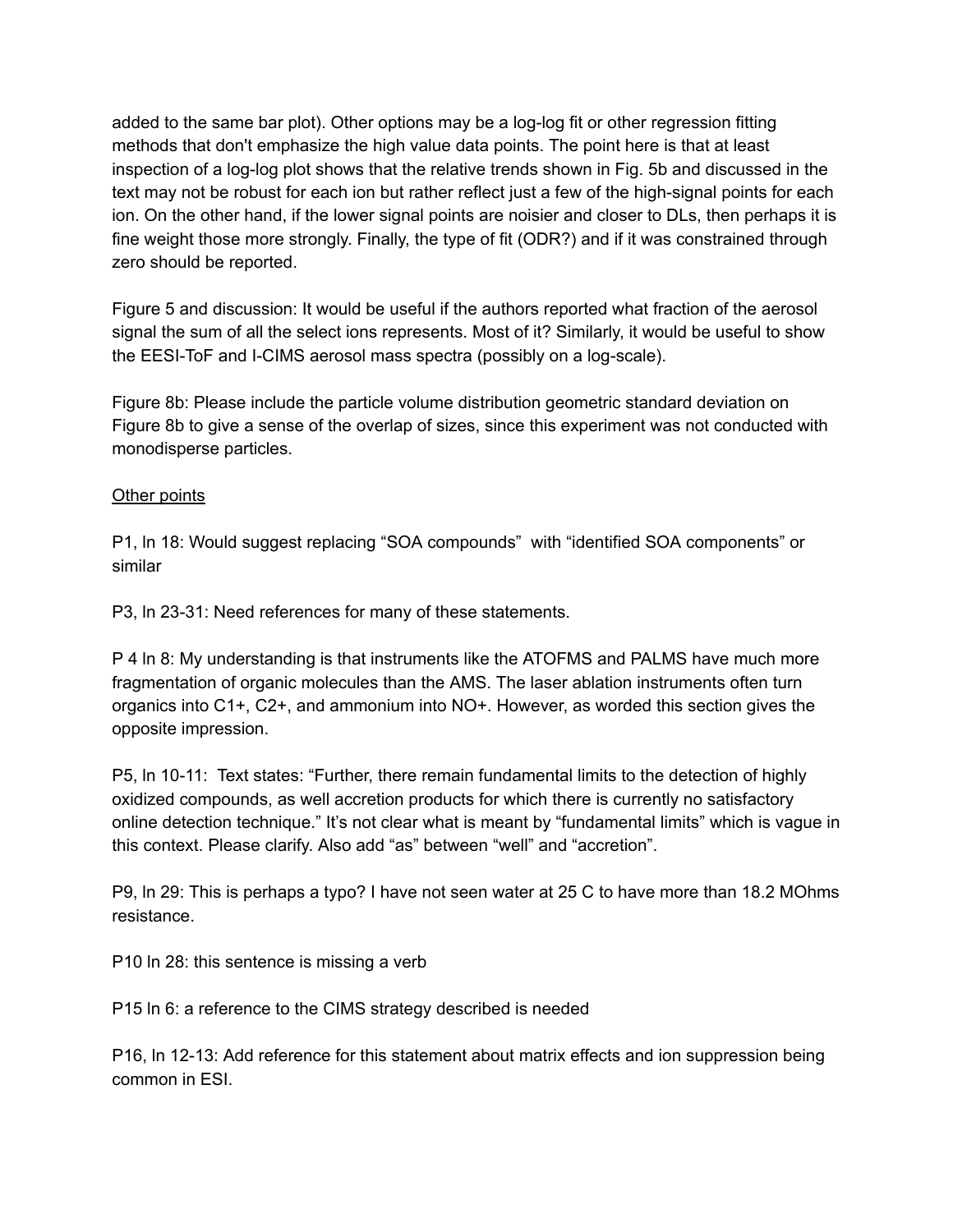added to the same bar plot). Other options may be a log-log fit or other regression fitting methods that don't emphasize the high value data points. The point here is that at least inspection of a log-log plot shows that the relative trends shown in Fig. 5b and discussed in the text may not be robust for each ion but rather reflect just a few of the high-signal points for each ion. On the other hand, if the lower signal points are noisier and closer to DLs, then perhaps it is fine weight those more strongly. Finally, the type of fit (ODR?) and if it was constrained through zero should be reported.

Figure 5 and discussion: It would be useful if the authors reported what fraction of the aerosol signal the sum of all the select ions represents. Most of it? Similarly, it would be useful to show the EESI-ToF and I-CIMS aerosol mass spectra (possibly on a log-scale).

Figure 8b: Please include the particle volume distribution geometric standard deviation on Figure 8b to give a sense of the overlap of sizes, since this experiment was not conducted with monodisperse particles.

<u>Other points</u>

P1, ln 18: Would suggest replacing “SOA compounds” with “identified SOA components” or similar

P3, ln 23-31: Need references for many of these statements.

P 4 ln 8: My understanding is that instruments like the ATOFMS and PALMS have much more fragmentation of organic molecules than the AMS. The laser ablation instruments often turn organics into $C1^+$, $C2^+$, and ammonium into $NO^+$. However, as worded this section gives the opposite impression.

P5, ln 10-11: Text states: “Further, there remain fundamental limits to the detection of highly oxidized compounds, as well accretion products for which there is currently no satisfactory online detection technique.” It's not clear what is meant by “fundamental limits” which is vague in this context. Please clarify. Also add “as” between “well” and “accretion”.

P9, ln 29: This is perhaps a typo? I have not seen water at 25 C to have more than 18.2 MOhms resistance.

P10 ln 28: this sentence is missing a verb

P15 ln 6: a reference to the CIMS strategy described is needed

P16, ln 12-13: Add reference for this statement about matrix effects and ion suppression being common in ESI.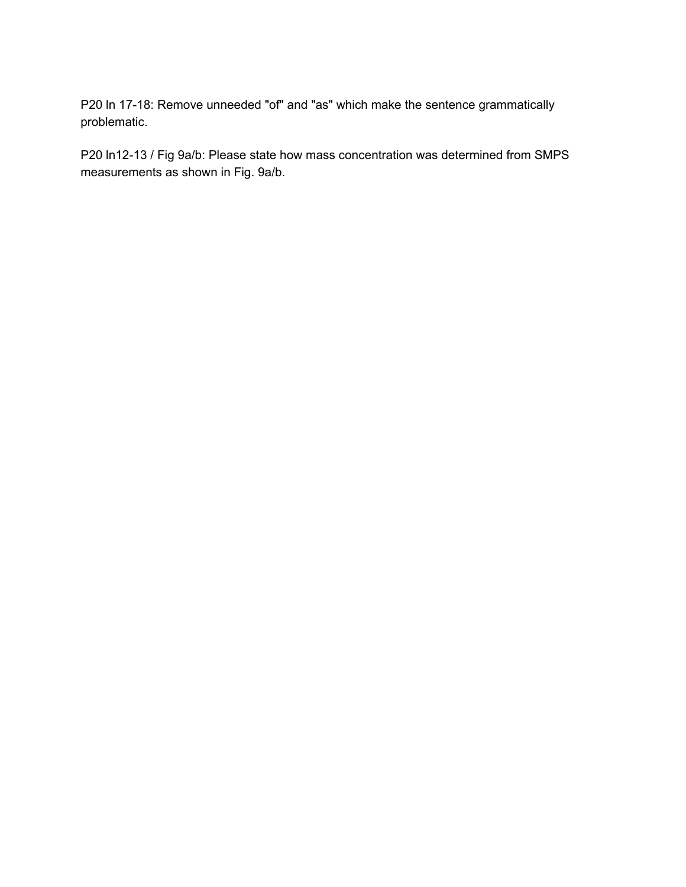P20 ln 17-18: Remove unneeded "of" and "as" which make the sentence grammatically problematic.

P20 ln12-13 / Fig 9a/b: Please state how mass concentration was determined from SMPS measurements as shown in Fig. 9a/b.